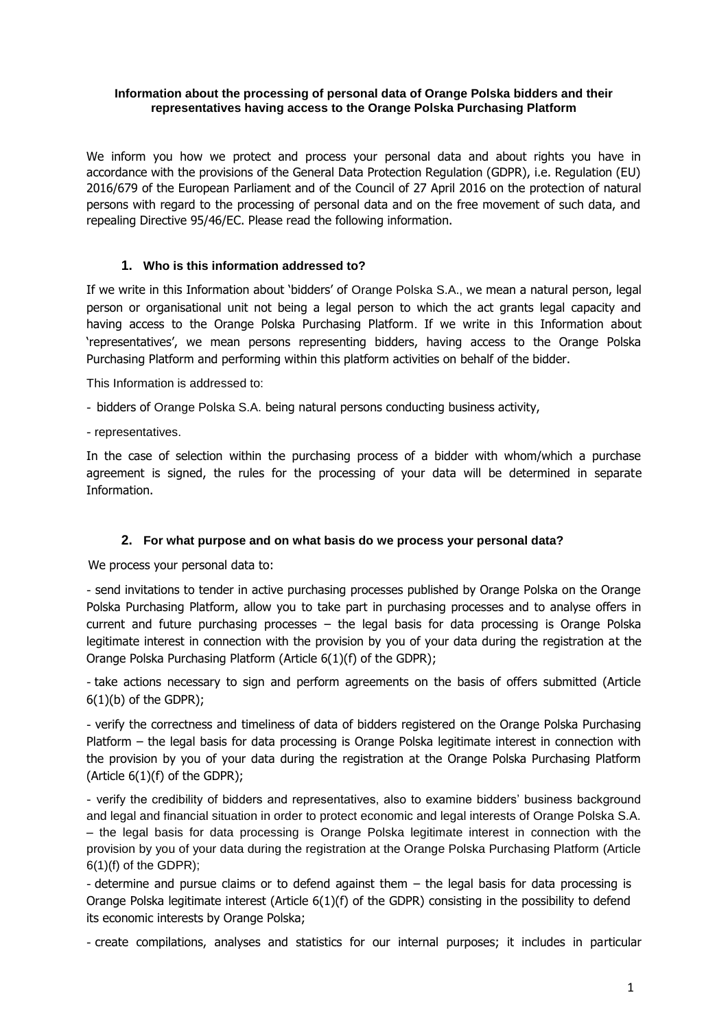**Information about the processing of personal data of Orange Polska bidders and their representatives having access to the Orange Polska Purchasing Platform**

We inform you how we protect and process your personal data and about rights you have in accordance with the provisions of the General Data Protection Regulation (GDPR), i.e. Regulation (EU) 2016/679 of the European Parliament and of the Council of 27 April 2016 on the protection of natural persons with regard to the processing of personal data and on the free movement of such data, and repealing Directive 95/46/EC. Please read the following information.

## 1. Who is this information addressed to?

If we write in this Information about 'bidders' of Orange Polska S.A., we mean a natural person, legal person or organisational unit not being a legal person to which the act grants legal capacity and having access to the Orange Polska Purchasing Platform. If we write in this Information about 'representatives', we mean persons representing bidders, having access to the Orange Polska Purchasing Platform and performing within this platform activities on behalf of the bidder.

This Information is addressed to:

- bidders of Orange Polska S.A. being natural persons conducting business activity,
- representatives.

In the case of selection within the purchasing process of a bidder with whom/which a purchase agreement is signed, the rules for the processing of your data will be determined in separate Information.

## 2. For what purpose and on what basis do we process your personal data?

We process your personal data to:

- send invitations to tender in active purchasing processes published by Orange Polska on the Orange Polska Purchasing Platform, allow you to take part in purchasing processes and to analyse offers in current and future purchasing processes – the legal basis for data processing is Orange Polska legitimate interest in connection with the provision by you of your data during the registration at the Orange Polska Purchasing Platform (Article 6(1)(f) of the GDPR);
- take actions necessary to sign and perform agreements on the basis of offers submitted (Article 6(1)(b) of the GDPR);
- verify the correctness and timeliness of data of bidders registered on the Orange Polska Purchasing Platform – the legal basis for data processing is Orange Polska legitimate interest in connection with the provision by you of your data during the registration at the Orange Polska Purchasing Platform (Article 6(1)(f) of the GDPR);
- verify the credibility of bidders and representatives, also to examine bidders' business background and legal and financial situation in order to protect economic and legal interests of Orange Polska S.A. – the legal basis for data processing is Orange Polska legitimate interest in connection with the provision by you of your data during the registration at the Orange Polska Purchasing Platform (Article 6(1)(f) of the GDPR);
- determine and pursue claims or to defend against them – the legal basis for data processing is Orange Polska legitimate interest (Article 6(1)(f) of the GDPR) consisting in the possibility to defend its economic interests by Orange Polska;
- create compilations, analyses and statistics for our internal purposes; it includes in particular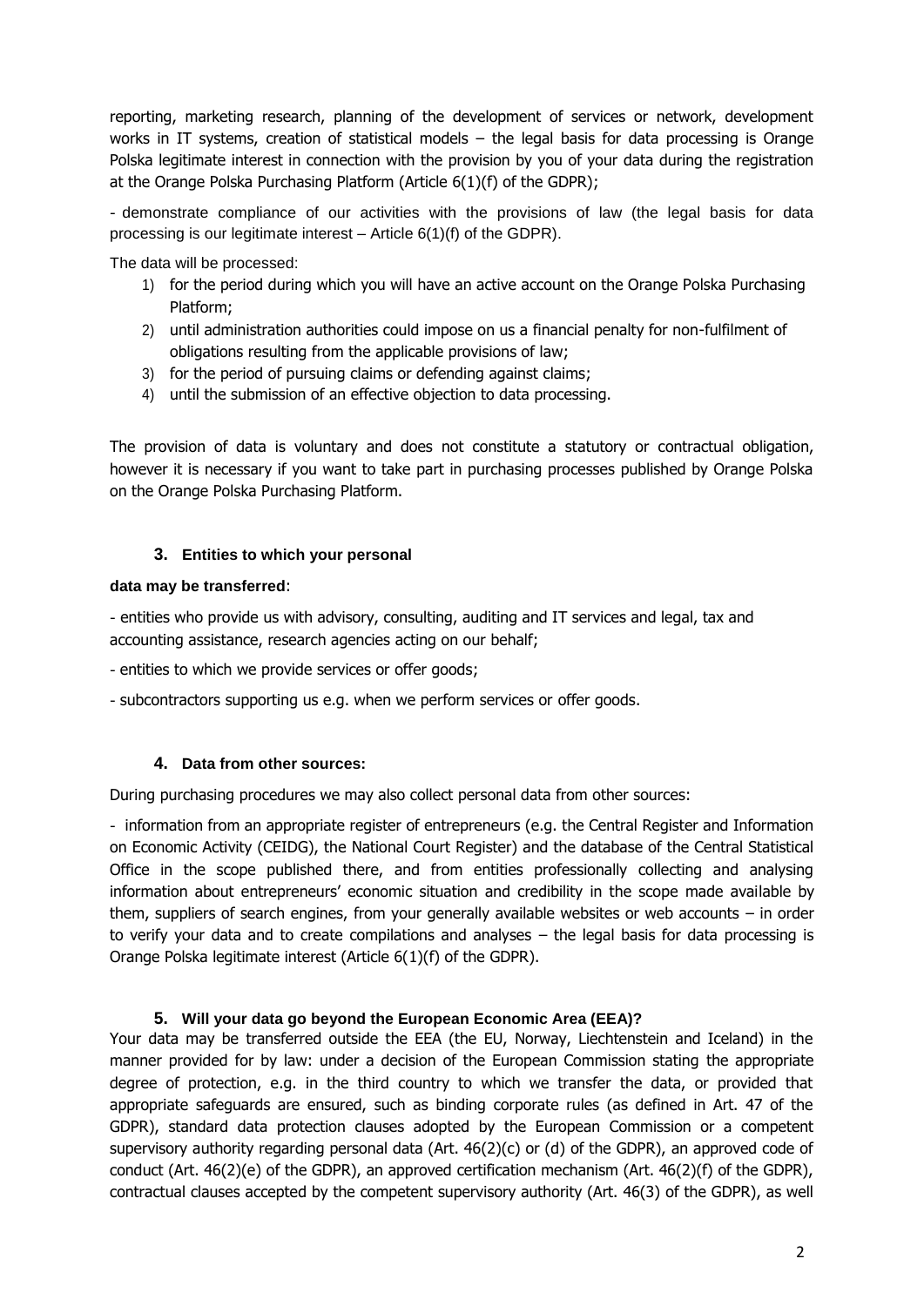reporting, marketing research, planning of the development of services or network, development works in IT systems, creation of statistical models – the legal basis for data processing is Orange Polska legitimate interest in connection with the provision by you of your data during the registration at the Orange Polska Purchasing Platform (Article 6(1)(f) of the GDPR);

- demonstrate compliance of our activities with the provisions of law (the legal basis for data processing is our legitimate interest – Article 6(1)(f) of the GDPR).

The data will be processed:

1) for the period during which you will have an active account on the Orange Polska Purchasing Platform;
2) until administration authorities could impose on us a financial penalty for non-fulfilment of obligations resulting from the applicable provisions of law;
3) for the period of pursuing claims or defending against claims;
4) until the submission of an effective objection to data processing.

The provision of data is voluntary and does not constitute a statutory or contractual obligation, however it is necessary if you want to take part in purchasing processes published by Orange Polska on the Orange Polska Purchasing Platform.

### 3. Entities to which your personal data may be transferred:

- entities who provide us with advisory, consulting, auditing and IT services and legal, tax and accounting assistance, research agencies acting on our behalf;

- entities to which we provide services or offer goods;

- subcontractors supporting us e.g. when we perform services or offer goods.

### 4. Data from other sources:

During purchasing procedures we may also collect personal data from other sources:

- information from an appropriate register of entrepreneurs (e.g. the Central Register and Information on Economic Activity (CEIDG), the National Court Register) and the database of the Central Statistical Office in the scope published there, and from entities professionally collecting and analysing information about entrepreneurs' economic situation and credibility in the scope made available by them, suppliers of search engines, from your generally available websites or web accounts – in order to verify your data and to create compilations and analyses – the legal basis for data processing is Orange Polska legitimate interest (Article 6(1)(f) of the GDPR).

### 5. Will your data go beyond the European Economic Area (EEA)?

Your data may be transferred outside the EEA (the EU, Norway, Liechtenstein and Iceland) in the manner provided for by law: under a decision of the European Commission stating the appropriate degree of protection, e.g. in the third country to which we transfer the data, or provided that appropriate safeguards are ensured, such as binding corporate rules (as defined in Art. 47 of the GDPR), standard data protection clauses adopted by the European Commission or a competent supervisory authority regarding personal data (Art. 46(2)(c) or (d) of the GDPR), an approved code of conduct (Art. 46(2)(e) of the GDPR), an approved certification mechanism (Art. 46(2)(f) of the GDPR), contractual clauses accepted by the competent supervisory authority (Art. 46(3) of the GDPR), as well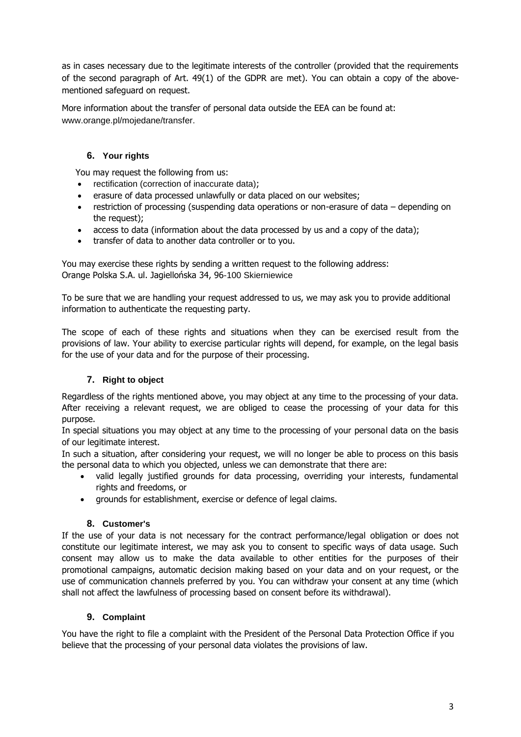as in cases necessary due to the legitimate interests of the controller (provided that the requirements of the second paragraph of Art. 49(1) of the GDPR are met). You can obtain a copy of the above-mentioned safeguard on request.

More information about the transfer of personal data outside the EEA can be found at: www.orange.pl/mojedane/transfer.

## 6. Your rights

You may request the following from us:

- rectification (correction of inaccurate data);
- erasure of data processed unlawfully or data placed on our websites;
- restriction of processing (suspending data operations or non-erasure of data – depending on the request);
- access to data (information about the data processed by us and a copy of the data);
- transfer of data to another data controller or to you.

You may exercise these rights by sending a written request to the following address:
Orange Polska S.A. ul. Jagiellońska 34, 96-100 Skierniewice

To be sure that we are handling your request addressed to us, we may ask you to provide additional information to authenticate the requesting party.

The scope of each of these rights and situations when they can be exercised result from the provisions of law. Your ability to exercise particular rights will depend, for example, on the legal basis for the use of your data and for the purpose of their processing.

## 7. Right to object

Regardless of the rights mentioned above, you may object at any time to the processing of your data. After receiving a relevant request, we are obliged to cease the processing of your data for this purpose.
In special situations you may object at any time to the processing of your personal data on the basis of our legitimate interest.
In such a situation, after considering your request, we will no longer be able to process on this basis the personal data to which you objected, unless we can demonstrate that there are:

- valid legally justified grounds for data processing, overriding your interests, fundamental rights and freedoms, or
- grounds for establishment, exercise or defence of legal claims.

## 8. Customer's

If the use of your data is not necessary for the contract performance/legal obligation or does not constitute our legitimate interest, we may ask you to consent to specific ways of data usage. Such consent may allow us to make the data available to other entities for the purposes of their promotional campaigns, automatic decision making based on your data and on your request, or the use of communication channels preferred by you. You can withdraw your consent at any time (which shall not affect the lawfulness of processing based on consent before its withdrawal).

## 9. Complaint

You have the right to file a complaint with the President of the Personal Data Protection Office if you believe that the processing of your personal data violates the provisions of law.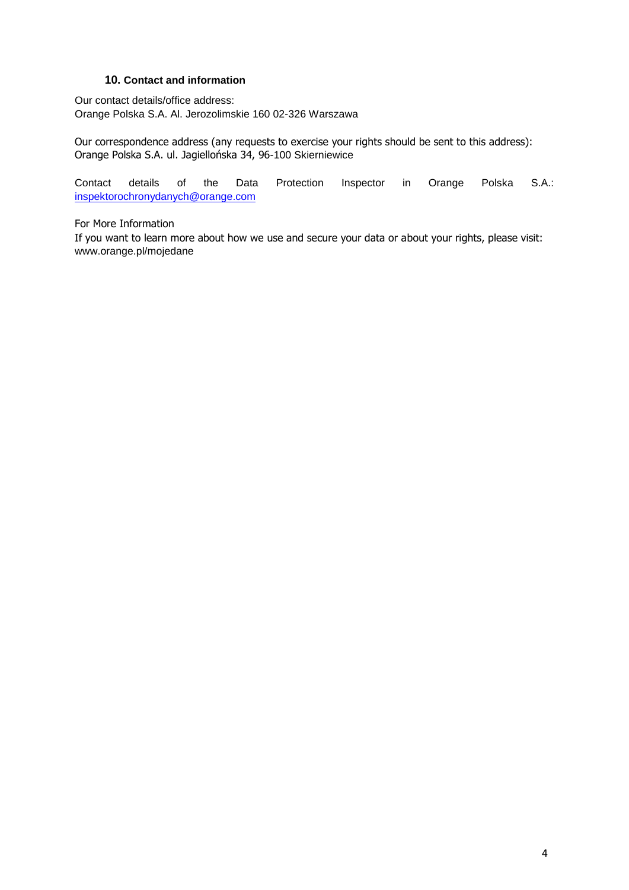### 10. Contact and information

Our contact details/office address:
Orange Polska S.A. Al. Jerozolimskie 160 02-326 Warszawa

Our correspondence address (any requests to exercise your rights should be sent to this address):
Orange Polska S.A. ul. Jagiellońska 34, 96-100 Skierniewice

Contact details of the Data Protection Inspector in Orange Polska S.A.: inspektorochronydanych@orange.com

For More Information
If you want to learn more about how we use and secure your data or about your rights, please visit: www.orange.pl/mojedane